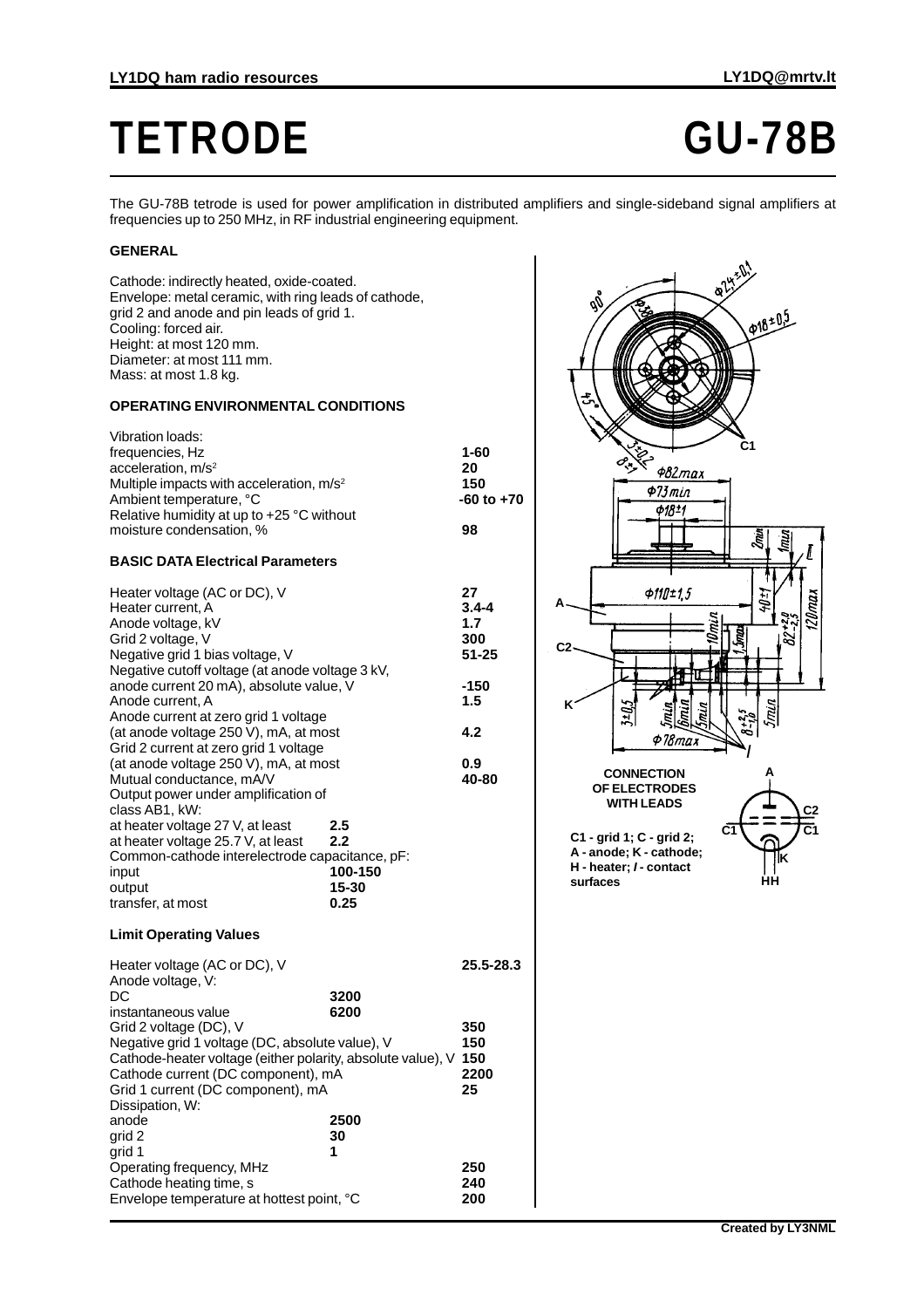# TETRODE GU-78B

The GU-78B tetrode is used for power amplification in distributed amplifiers and single-sideband signal amplifiers at frequencies up to 250 MHz, in RF industrial engineering equipment.

### GENERAL

Cathode: indirectly heated, oxide-coated.
Envelope: metal ceramic, with ring leads of cathode, grid 2 and anode and pin leads of grid 1.
Cooling: forced air.
Height: at most 120 mm.
Diameter: at most 111 mm.
Mass: at most 1.8 kg.

### OPERATING ENVIRONMENTAL CONDITIONS

| Parameter | Value |
|---|---|
| Vibration loads: | |
| frequencies, Hz | 1-60 |
| acceleration, $m/s^2$ | 20 |
| Multiple impacts with acceleration, $m/s^2$ | 150 |
| Ambient temperature, °C | -60 to +70 |
| Relative humidity at up to +25 °C without moisture condensation, % | 98 |

### BASIC DATA Electrical Parameters

| Parameter | | Value |
|---|---|---|
| Heater voltage (AC or DC), V | | 27 |
| Heater current, A | | 3.4-4 |
| Anode voltage, kV | | 1.7 |
| Grid 2 voltage, V | | 300 |
| Negative grid 1 bias voltage, V | | 51-25 |
| Negative cutoff voltage (at anode voltage 3 kV, anode current 20 mA), absolute value, V | | -150 |
| Anode current, A | | 1.5 |
| Anode current at zero grid 1 voltage (at anode voltage 250 V), mA, at most | | 4.2 |
| Grid 2 current at zero grid 1 voltage (at anode voltage 250 V), mA, at most | | 0.9 |
| Mutual conductance, mA/V | | 40-80 |
| Output power under amplification of class AB1, kW: | | |
| at heater voltage 27 V, at least | 2.5 | |
| at heater voltage 25.7 V, at least | 2.2 | |
| Common-cathode interelectrode capacitance, pF: | | |
| input | 100-150 | |
| output | 15-30 | |
| transfer, at most | 0.25 | |

### Limit Operating Values

| Parameter | | Value |
|---|---|---|
| Heater voltage (AC or DC), V | | 25.5-28.3 |
| Anode voltage, V: | | |
| DC | 3200 | |
| instantaneous value | 6200 | |
| Grid 2 voltage (DC), V | | 350 |
| Negative grid 1 voltage (DC, absolute value), V | | 150 |
| Cathode-heater voltage (either polarity, absolute value), V | | 150 |
| Cathode current (DC component), mA | | 2200 |
| Grid 1 current (DC component), mA | | 25 |
| Dissipation, W: | | |
| anode | 2500 | |
| grid 2 | 30 | |
| grid 1 | 1 | |
| Operating frequency, MHz | | 250 |
| Cathode heating time, s | | 240 |
| Envelope temperature at hottest point, °C | | 200 |

**CONNECTION OF ELECTRODES WITH LEADS**

**C1 - grid 1; C - grid 2; A - anode; K - cathode; H - heater; *l* - contact surfaces**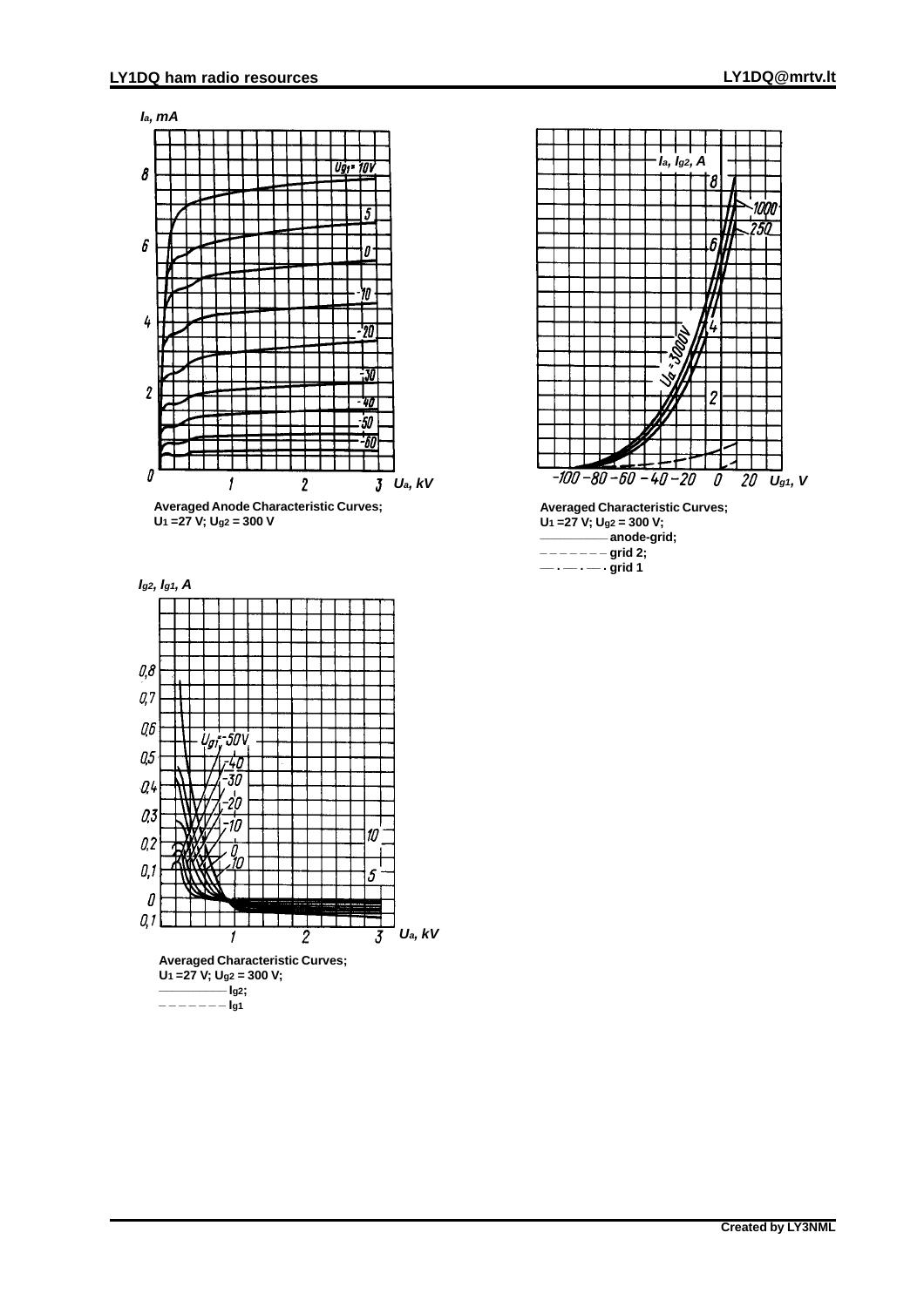$I_a$, mA

8

6

4

2

0

1

2

3 $U_a$, kV

$U_{g1}$= 10V

5

0

-10

-20

-30

-40

-50

-60

**Averaged Anode Characteristic Curves;**
**$U_1$ =27 V; $U_{g2}$ = 300 V**

$I_a$, $I_{g2}$, A

8

6

4

2

1000

250

$U_a$ = 3000V

-100 -80 -60 -40 -20 0 20 $U_{g1}$, V

**Averaged Characteristic Curves;**
**$U_1$ =27 V; $U_{g2}$ = 300 V;**
**——— anode-grid;**
**– – – – – – grid 2;**
**— · — · — · grid 1**

$I_{g2}$, $I_{g1}$, A

0,8

0,7

0,6

0,5

0,4

0,3

0,2

0,1

0

0,1

$U_{g1}$=-50V

-40

-30

-20

-10

0

10

10

5

1

2

3 $U_a$, kV

**Averaged Characteristic Curves;**
**$U_1$ =27 V; $U_{g2}$ = 300 V;**
**——— $I_{g2}$;**
**– – – – – – $I_{g1}$**